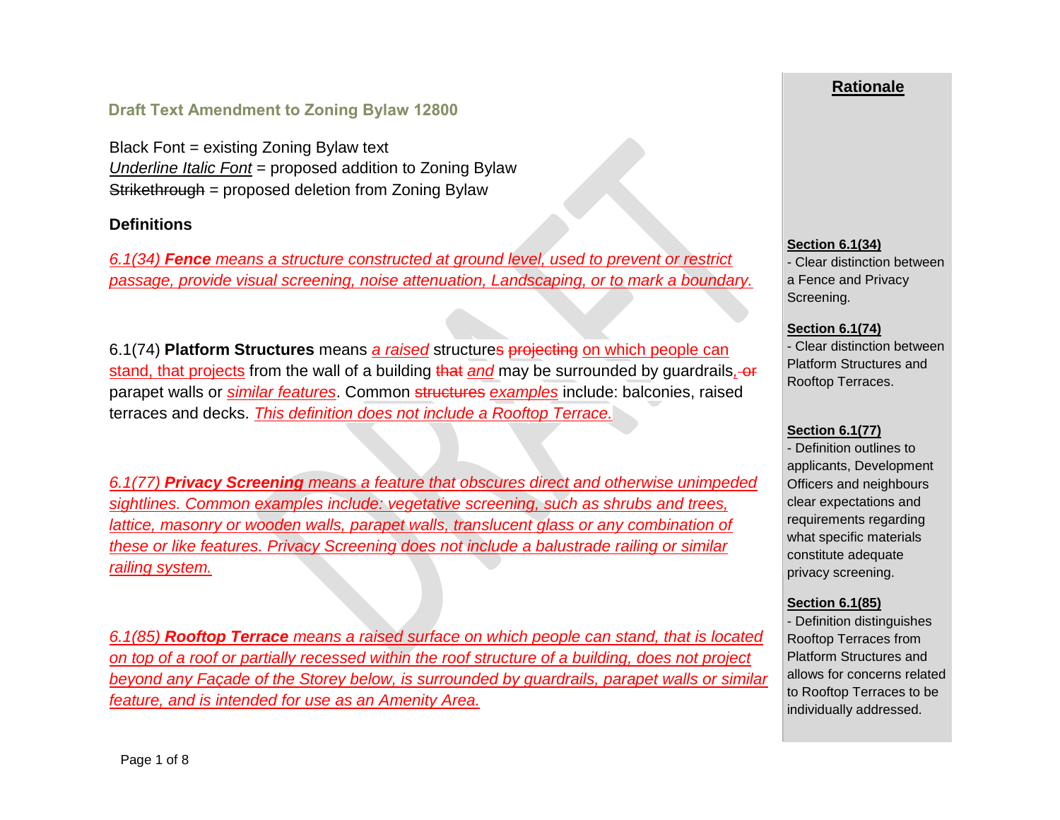## Draft Text Amendment to Zoning Bylaw 12800

Black Font = existing Zoning Bylaw text
*Underline Italic Font* = proposed addition to Zoning Bylaw
~~Strikethrough~~ = proposed deletion from Zoning Bylaw

### Definitions

*6.1(34) **Fence** means a structure constructed at ground level, used to prevent or restrict passage, provide visual screening, noise attenuation, Landscaping, or to mark a boundary.*

6.1(74) **Platform Structures** means *a raised* structure~~s~~ ~~projecting~~ *on which people can stand, that projects* from the wall of a building ~~that~~ *and* may be surrounded by guardrails~~, or~~ parapet walls or *similar features*. Common ~~structures~~ *examples* include: balconies, raised terraces and decks. *This definition does not include a Rooftop Terrace.*

*6.1(77) **Privacy Screening** means a feature that obscures direct and otherwise unimpeded sightlines. Common examples include: vegetative screening, such as shrubs and trees, lattice, masonry or wooden walls, parapet walls, translucent glass or any combination of these or like features. Privacy Screening does not include a balustrade railing or similar railing system.*

*6.1(85) **Rooftop Terrace** means a raised surface on which people can stand, that is located on top of a roof or partially recessed within the roof structure of a building, does not project beyond any Façade of the Storey below, is surrounded by guardrails, parapet walls or similar feature, and is intended for use as an Amenity Area.*

### Rationale

**Section 6.1(34)**
- Clear distinction between a Fence and Privacy Screening.

**Section 6.1(74)**
- Clear distinction between Platform Structures and Rooftop Terraces.

**Section 6.1(77)**
- Definition outlines to applicants, Development Officers and neighbours clear expectations and requirements regarding what specific materials constitute adequate privacy screening.

**Section 6.1(85)**
- Definition distinguishes Rooftop Terraces from Platform Structures and allows for concerns related to Rooftop Terraces to be individually addressed.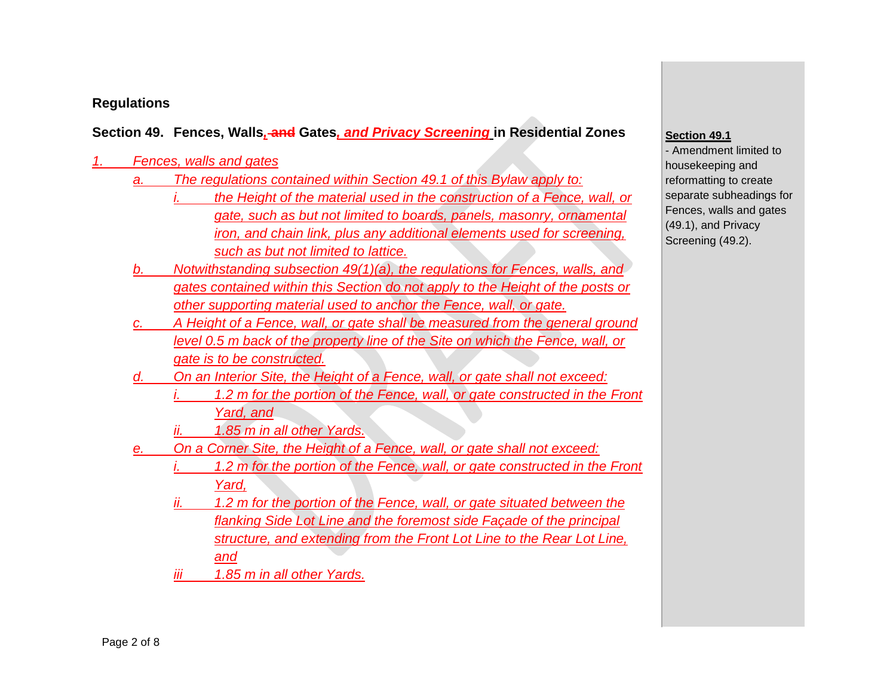## Regulations

**Section 49. Fences, Walls~~, and~~ Gates*, and Privacy Screening* in Residential Zones**

*1. Fences, walls and gates*

- *a. The regulations contained within Section 49.1 of this Bylaw apply to:*
  - *i. the Height of the material used in the construction of a Fence, wall, or gate, such as but not limited to boards, panels, masonry, ornamental iron, and chain link, plus any additional elements used for screening, such as but not limited to lattice.*
- *b. Notwithstanding subsection 49(1)(a), the regulations for Fences, walls, and gates contained within this Section do not apply to the Height of the posts or other supporting material used to anchor the Fence, wall, or gate.*
- *c. A Height of a Fence, wall, or gate shall be measured from the general ground level 0.5 m back of the property line of the Site on which the Fence, wall, or gate is to be constructed.*
- *d. On an Interior Site, the Height of a Fence, wall, or gate shall not exceed:*
  - *i. 1.2 m for the portion of the Fence, wall, or gate constructed in the Front Yard, and*
  - *ii. 1.85 m in all other Yards.*
- *e. On a Corner Site, the Height of a Fence, wall, or gate shall not exceed:*
  - *i. 1.2 m for the portion of the Fence, wall, or gate constructed in the Front Yard,*
  - *ii. 1.2 m for the portion of the Fence, wall, or gate situated between the flanking Side Lot Line and the foremost side Façade of the principal structure, and extending from the Front Lot Line to the Rear Lot Line, and*
  - *iii 1.85 m in all other Yards.*

**Section 49.1**
- Amendment limited to housekeeping and reformatting to create separate subheadings for Fences, walls and gates (49.1), and Privacy Screening (49.2).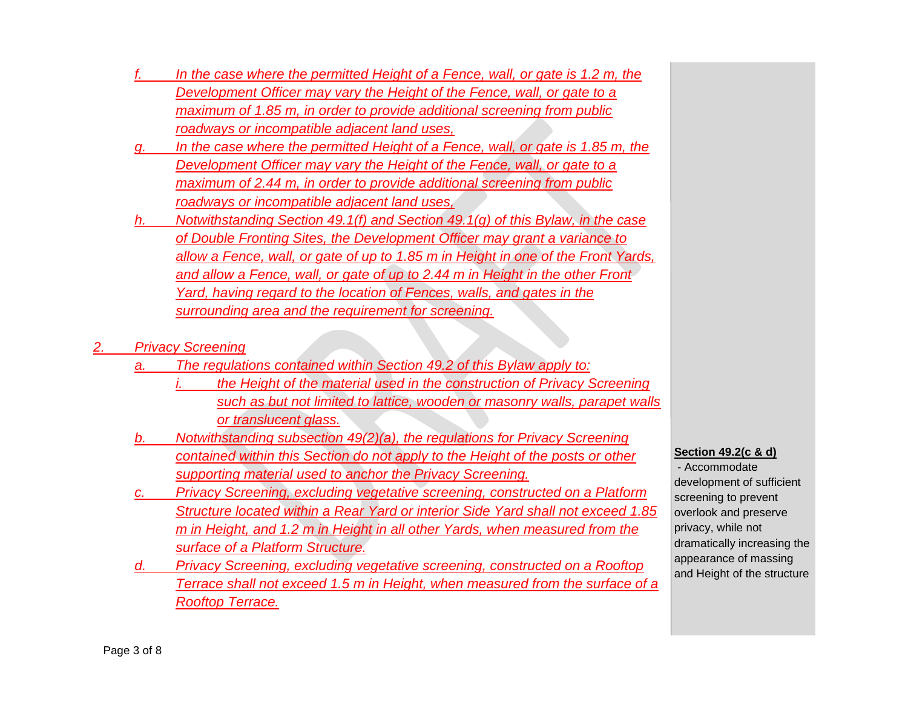- *f.* *In the case where the permitted Height of a Fence, wall, or gate is 1.2 m, the Development Officer may vary the Height of the Fence, wall, or gate to a maximum of 1.85 m, in order to provide additional screening from public roadways or incompatible adjacent land uses,*
- *g.* *In the case where the permitted Height of a Fence, wall, or gate is 1.85 m, the Development Officer may vary the Height of the Fence, wall, or gate to a maximum of 2.44 m, in order to provide additional screening from public roadways or incompatible adjacent land uses,*
- *h.* *Notwithstanding Section 49.1(f) and Section 49.1(g) of this Bylaw, in the case of Double Fronting Sites, the Development Officer may grant a variance to allow a Fence, wall, or gate of up to 1.85 m in Height in one of the Front Yards, and allow a Fence, wall, or gate of up to 2.44 m in Height in the other Front Yard, having regard to the location of Fences, walls, and gates in the surrounding area and the requirement for screening.*

*2.* *Privacy Screening*

- *a.* *The regulations contained within Section 49.2 of this Bylaw apply to:*
  - *i.* *the Height of the material used in the construction of Privacy Screening such as but not limited to lattice, wooden or masonry walls, parapet walls or translucent glass.*
- *b.* *Notwithstanding subsection 49(2)(a), the regulations for Privacy Screening contained within this Section do not apply to the Height of the posts or other supporting material used to anchor the Privacy Screening.*
- *c.* *Privacy Screening, excluding vegetative screening, constructed on a Platform Structure located within a Rear Yard or interior Side Yard shall not exceed 1.85 m in Height, and 1.2 m in Height in all other Yards, when measured from the surface of a Platform Structure.*
- *d.* *Privacy Screening, excluding vegetative screening, constructed on a Rooftop Terrace shall not exceed 1.5 m in Height, when measured from the surface of a Rooftop Terrace.*

**Section 49.2(c & d)**
- Accommodate development of sufficient screening to prevent overlook and preserve privacy, while not dramatically increasing the appearance of massing and Height of the structure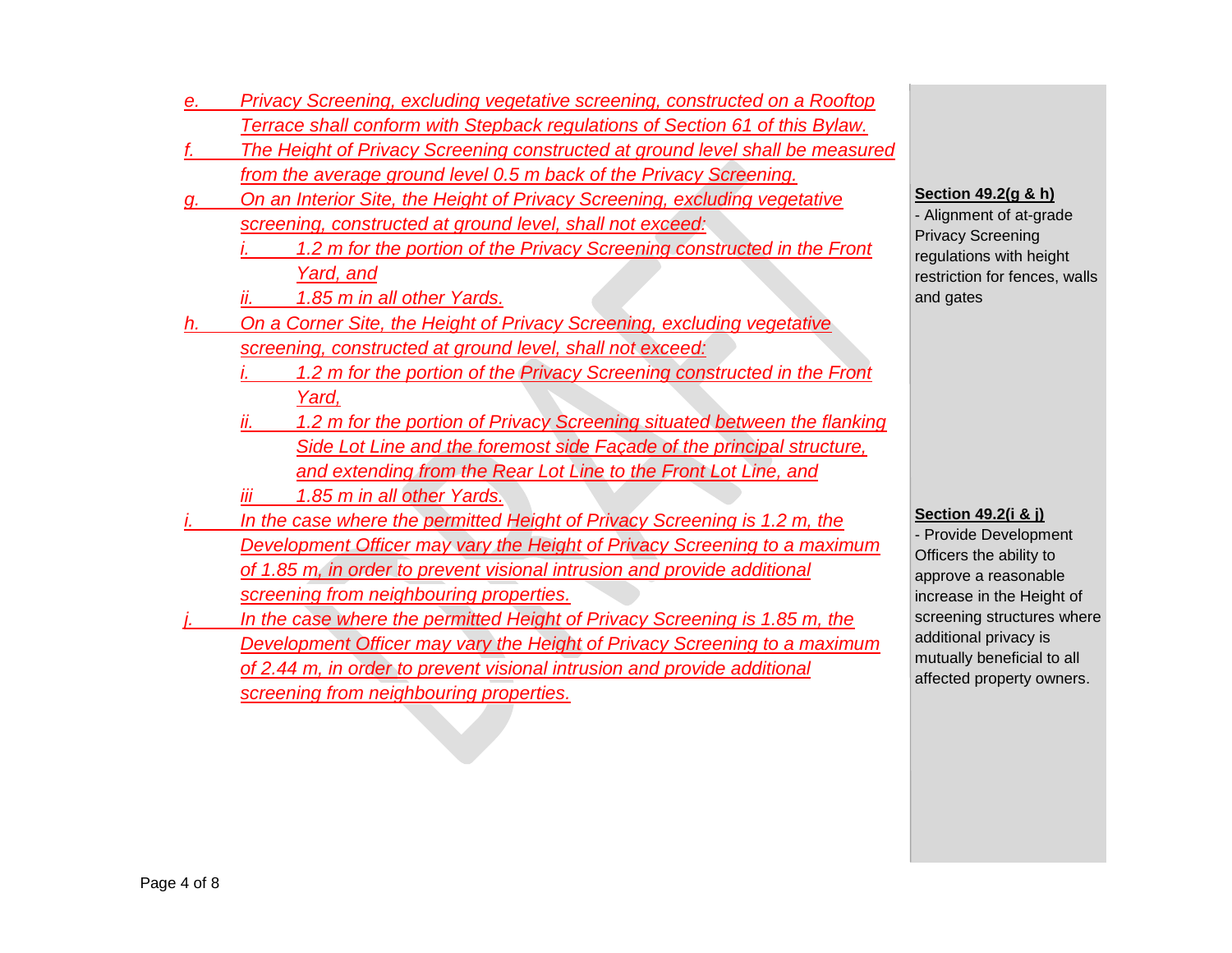*e. Privacy Screening, excluding vegetative screening, constructed on a Rooftop Terrace shall conform with Stepback regulations of Section 61 of this Bylaw.*

*f. The Height of Privacy Screening constructed at ground level shall be measured from the average ground level 0.5 m back of the Privacy Screening.*

*g. On an Interior Site, the Height of Privacy Screening, excluding vegetative screening, constructed at ground level, shall not exceed:*

  *i. 1.2 m for the portion of the Privacy Screening constructed in the Front Yard, and*

  *ii. 1.85 m in all other Yards.*

*h. On a Corner Site, the Height of Privacy Screening, excluding vegetative screening, constructed at ground level, shall not exceed:*

  *i. 1.2 m for the portion of the Privacy Screening constructed in the Front Yard,*

  *ii. 1.2 m for the portion of Privacy Screening situated between the flanking Side Lot Line and the foremost side Façade of the principal structure, and extending from the Rear Lot Line to the Front Lot Line, and*

  *iii 1.85 m in all other Yards.*

*i. In the case where the permitted Height of Privacy Screening is 1.2 m, the Development Officer may vary the Height of Privacy Screening to a maximum of 1.85 m, in order to prevent visional intrusion and provide additional screening from neighbouring properties.*

*j. In the case where the permitted Height of Privacy Screening is 1.85 m, the Development Officer may vary the Height of Privacy Screening to a maximum of 2.44 m, in order to prevent visional intrusion and provide additional screening from neighbouring properties.*

**Section 49.2(g & h)**

- Alignment of at-grade Privacy Screening regulations with height restriction for fences, walls and gates

**Section 49.2(i & j)**

- Provide Development Officers the ability to approve a reasonable increase in the Height of screening structures where additional privacy is mutually beneficial to all affected property owners.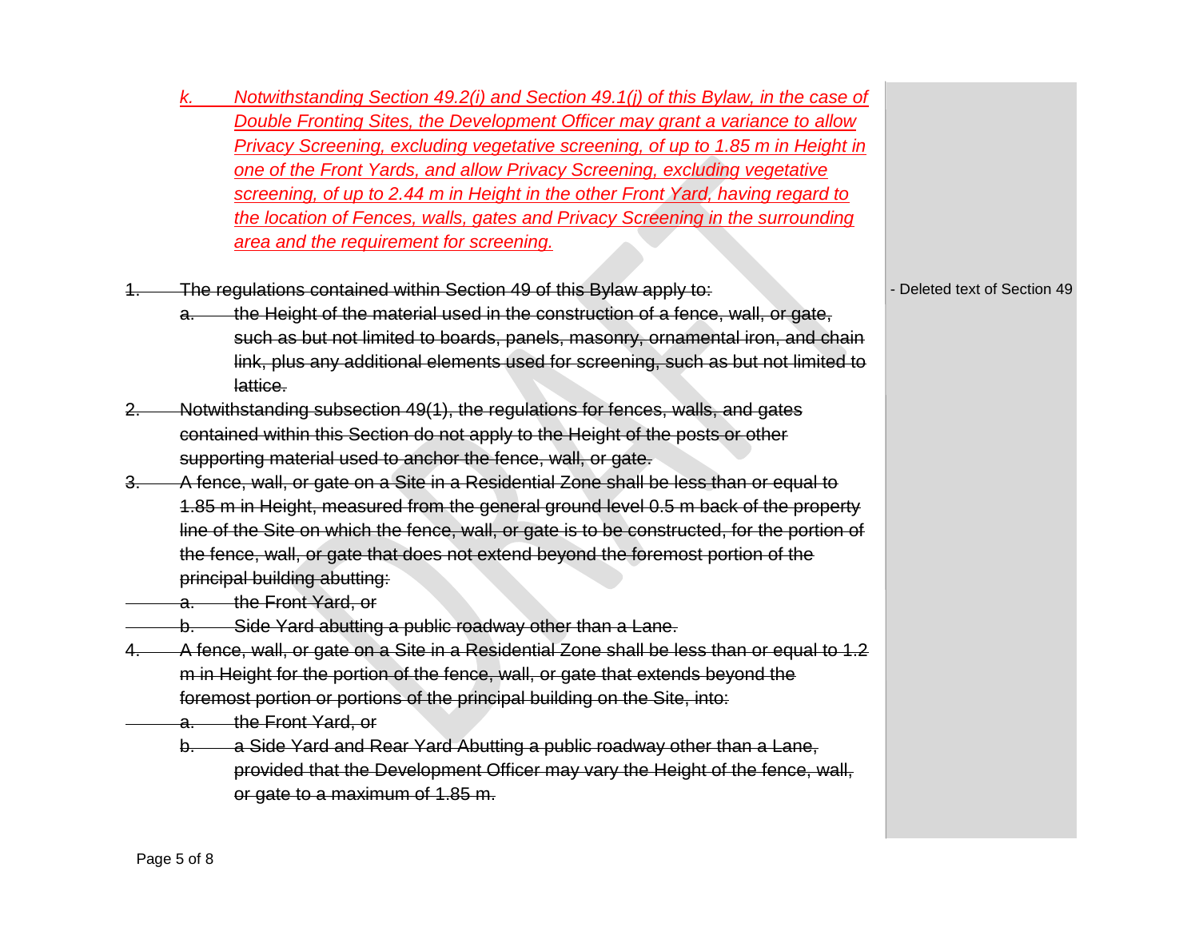*k. <u>Notwithstanding Section 49.2(i) and Section 49.1(j) of this Bylaw, in the case of Double Fronting Sites, the Development Officer may grant a variance to allow Privacy Screening, excluding vegetative screening, of up to 1.85 m in Height in one of the Front Yards, and allow Privacy Screening, excluding vegetative screening, of up to 2.44 m in Height in the other Front Yard, having regard to the location of Fences, walls, gates and Privacy Screening in the surrounding area and the requirement for screening.</u>*

~~1. The regulations contained within Section 49 of this Bylaw apply to:~~

~~a. the Height of the material used in the construction of a fence, wall, or gate, such as but not limited to boards, panels, masonry, ornamental iron, and chain link, plus any additional elements used for screening, such as but not limited to lattice.~~

~~2. Notwithstanding subsection 49(1), the regulations for fences, walls, and gates contained within this Section do not apply to the Height of the posts or other supporting material used to anchor the fence, wall, or gate.~~

~~3. A fence, wall, or gate on a Site in a Residential Zone shall be less than or equal to 1.85 m in Height, measured from the general ground level 0.5 m back of the property line of the Site on which the fence, wall, or gate is to be constructed, for the portion of the fence, wall, or gate that does not extend beyond the foremost portion of the principal building abutting:~~

~~a. the Front Yard, or~~

~~b. Side Yard abutting a public roadway other than a Lane.~~

~~4. A fence, wall, or gate on a Site in a Residential Zone shall be less than or equal to 1.2 m in Height for the portion of the fence, wall, or gate that extends beyond the foremost portion or portions of the principal building on the Site, into:~~

~~a. the Front Yard, or~~

~~b. a Side Yard and Rear Yard Abutting a public roadway other than a Lane, provided that the Development Officer may vary the Height of the fence, wall, or gate to a maximum of 1.85 m.~~

- Deleted text of Section 49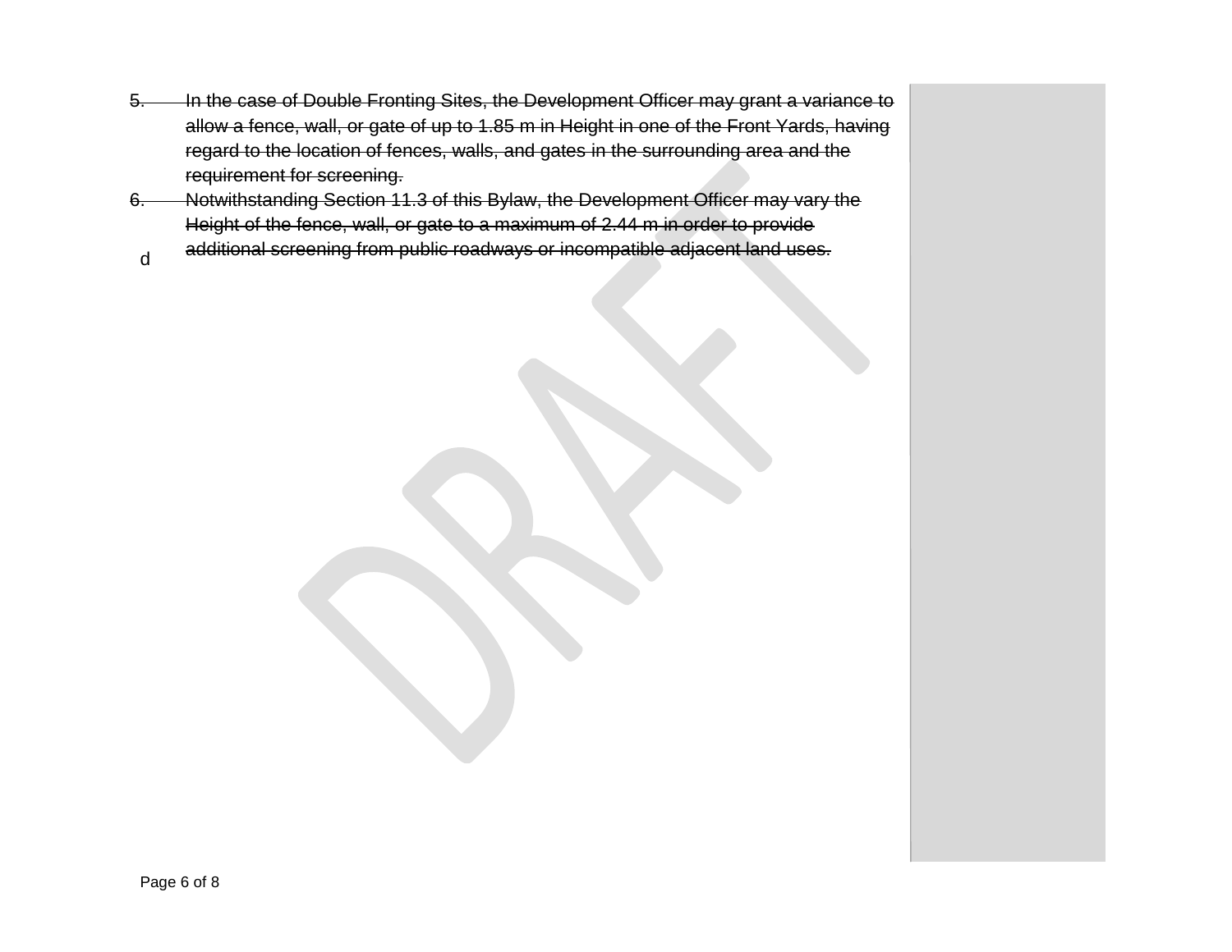5. ~~In the case of Double Fronting Sites, the Development Officer may grant a variance to allow a fence, wall, or gate of up to 1.85 m in Height in one of the Front Yards, having regard to the location of fences, walls, and gates in the surrounding area and the requirement for screening.~~
6. ~~Notwithstanding Section 11.3 of this Bylaw, the Development Officer may vary the Height of the fence, wall, or gate to a maximum of 2.44 m in order to provide additional screening from public roadways or incompatible adjacent land uses.~~

d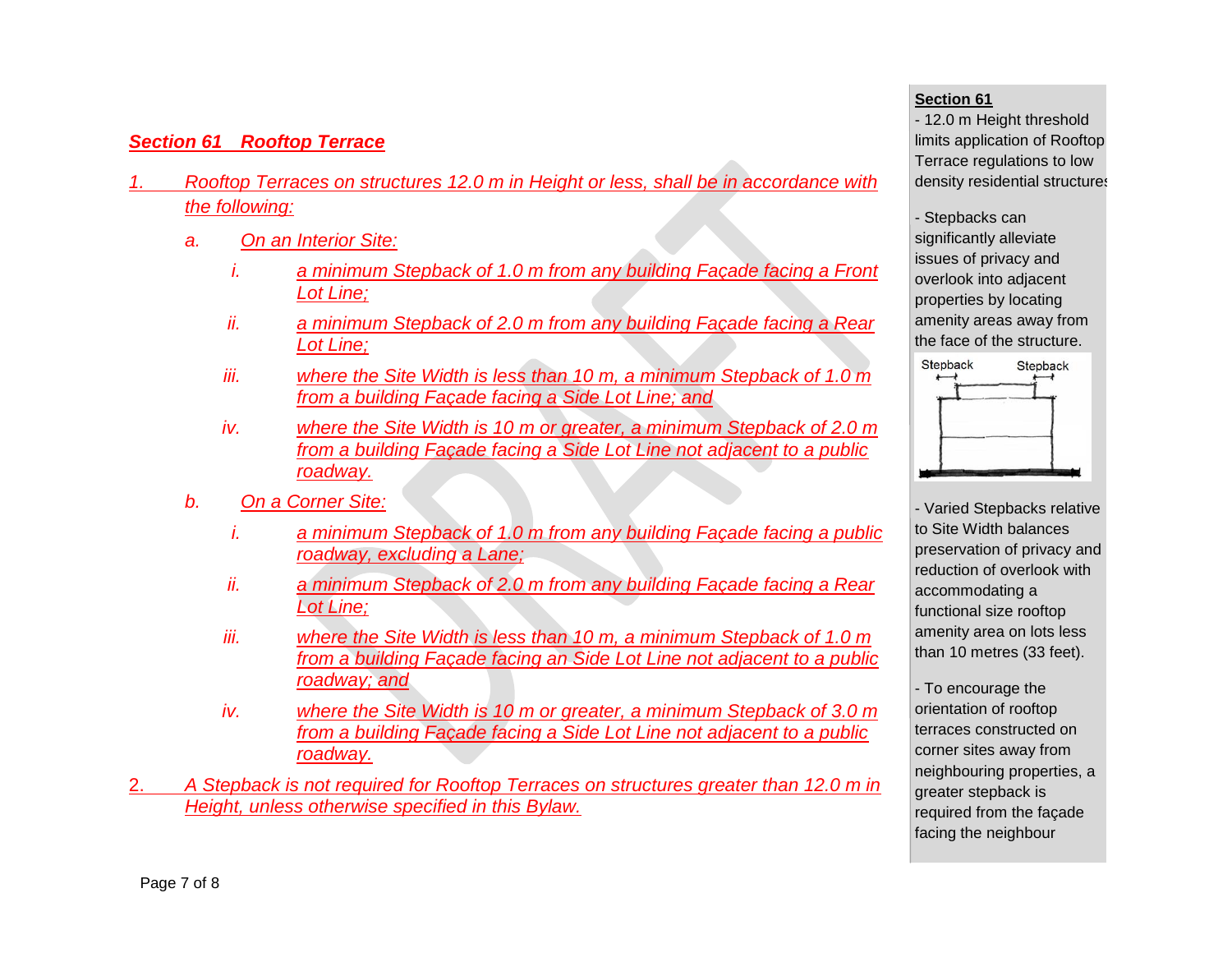## *Section 61 Rooftop Terrace*

1. *Rooftop Terraces on structures 12.0 m in Height or less, shall be in accordance with the following:*

   a. *On an Interior Site:*

      i. *a minimum Stepback of 1.0 m from any building Façade facing a Front Lot Line;*

      ii. *a minimum Stepback of 2.0 m from any building Façade facing a Rear Lot Line;*

      iii. *where the Site Width is less than 10 m, a minimum Stepback of 1.0 m from a building Façade facing a Side Lot Line; and*

      iv. *where the Site Width is 10 m or greater, a minimum Stepback of 2.0 m from a building Façade facing a Side Lot Line not adjacent to a public roadway.*

   b. *On a Corner Site:*

      i. *a minimum Stepback of 1.0 m from any building Façade facing a public roadway, excluding a Lane;*

      ii. *a minimum Stepback of 2.0 m from any building Façade facing a Rear Lot Line;*

      iii. *where the Site Width is less than 10 m, a minimum Stepback of 1.0 m from a building Façade facing an Side Lot Line not adjacent to a public roadway; and*

      iv. *where the Site Width is 10 m or greater, a minimum Stepback of 3.0 m from a building Façade facing a Side Lot Line not adjacent to a public roadway.*

2. *A Stepback is not required for Rooftop Terraces on structures greater than 12.0 m in Height, unless otherwise specified in this Bylaw.*

**Section 61**

- 12.0 m Height threshold limits application of Rooftop Terrace regulations to low density residential structures

- Stepbacks can significantly alleviate issues of privacy and overlook into adjacent properties by locating amenity areas away from the face of the structure.

Stepback Stepback

- Varied Stepbacks relative to Site Width balances preservation of privacy and reduction of overlook with accommodating a functional size rooftop amenity area on lots less than 10 metres (33 feet).

- To encourage the orientation of rooftop terraces constructed on corner sites away from neighbouring properties, a greater stepback is required from the façade facing the neighbour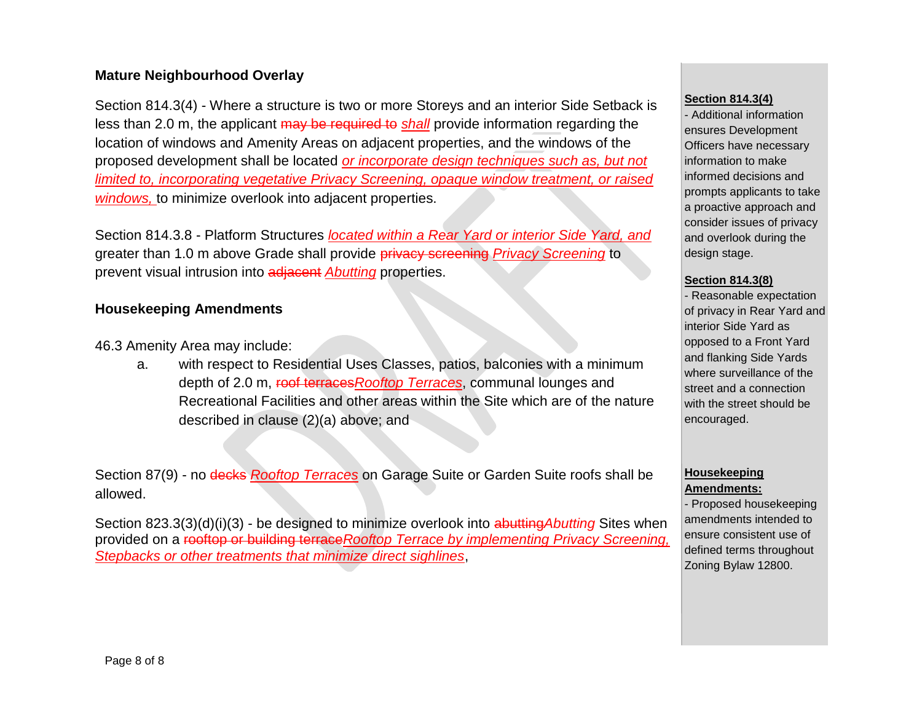**Mature Neighbourhood Overlay**

Section 814.3(4) - Where a structure is two or more Storeys and an interior Side Setback is less than 2.0 m, the applicant ~~may be required to~~ *shall* provide information regarding the location of windows and Amenity Areas on adjacent properties, and the windows of the proposed development shall be located *or incorporate design techniques such as, but not limited to, incorporating vegetative Privacy Screening, opaque window treatment, or raised windows,* to minimize overlook into adjacent properties.

Section 814.3.8 - Platform Structures *located within a Rear Yard or interior Side Yard, and* greater than 1.0 m above Grade shall provide ~~privacy screening~~ *Privacy Screening* to prevent visual intrusion into ~~adjacent~~ *Abutting* properties.

**Housekeeping Amendments**

46.3 Amenity Area may include:

a. with respect to Residential Uses Classes, patios, balconies with a minimum depth of 2.0 m, ~~roof terraces~~*Rooftop Terraces*, communal lounges and Recreational Facilities and other areas within the Site which are of the nature described in clause (2)(a) above; and

Section 87(9) - no ~~decks~~ *Rooftop Terraces* on Garage Suite or Garden Suite roofs shall be allowed.

Section 823.3(3)(d)(i)(3) - be designed to minimize overlook into ~~abutting~~*Abutting* Sites when provided on a ~~rooftop or building terrace~~*Rooftop Terrace by implementing Privacy Screening, Stepbacks or other treatments that minimize direct sighlines*,

**Section 814.3(4)**
- Additional information ensures Development Officers have necessary information to make informed decisions and prompts applicants to take a proactive approach and consider issues of privacy and overlook during the design stage.

**Section 814.3(8)**
- Reasonable expectation of privacy in Rear Yard and interior Side Yard as opposed to a Front Yard and flanking Side Yards where surveillance of the street and a connection with the street should be encouraged.

**Housekeeping Amendments:**
- Proposed housekeeping amendments intended to ensure consistent use of defined terms throughout Zoning Bylaw 12800.